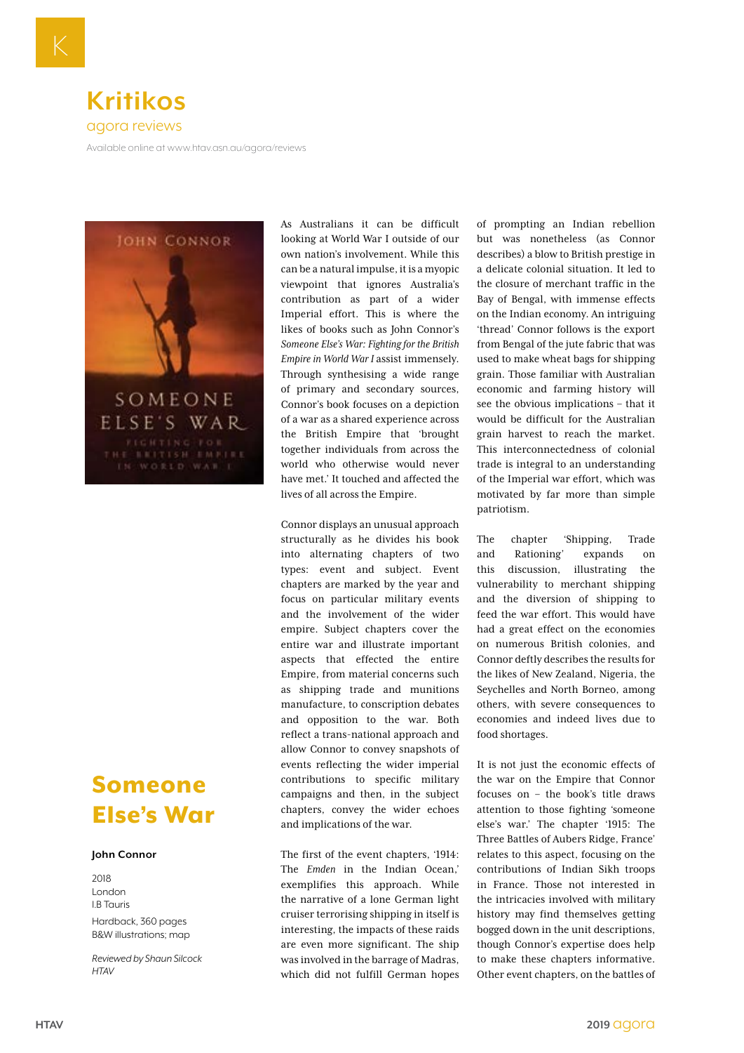# Kritikos

agora reviews

Available online at www.htav.asn.au/agora/reviews

## Someone Else's War

**John Connor**

2018
London
I.B Tauris

Hardback, 360 pages
B&W illustrations; map

*Reviewed by Shaun Silcock*
*HTAV*

As Australians it can be difficult looking at World War I outside of our own nation's involvement. While this can be a natural impulse, it is a myopic viewpoint that ignores Australia's contribution as part of a wider Imperial effort. This is where the likes of books such as John Connor's *Someone Else's War: Fighting for the British Empire in World War I* assist immensely. Through synthesising a wide range of primary and secondary sources, Connor's book focuses on a depiction of a war as a shared experience across the British Empire that 'brought together individuals from across the world who otherwise would never have met.' It touched and affected the lives of all across the Empire.

Connor displays an unusual approach structurally as he divides his book into alternating chapters of two types: event and subject. Event chapters are marked by the year and focus on particular military events and the involvement of the wider empire. Subject chapters cover the entire war and illustrate important aspects that effected the entire Empire, from material concerns such as shipping trade and munitions manufacture, to conscription debates and opposition to the war. Both reflect a trans-national approach and allow Connor to convey snapshots of events reflecting the wider imperial contributions to specific military campaigns and then, in the subject chapters, convey the wider echoes and implications of the war.

The first of the event chapters, '1914: The *Emden* in the Indian Ocean,' exemplifies this approach. While the narrative of a lone German light cruiser terrorising shipping in itself is interesting, the impacts of these raids are even more significant. The ship was involved in the barrage of Madras, which did not fulfill German hopes of prompting an Indian rebellion but was nonetheless (as Connor describes) a blow to British prestige in a delicate colonial situation. It led to the closure of merchant traffic in the Bay of Bengal, with immense effects on the Indian economy. An intriguing 'thread' Connor follows is the export from Bengal of the jute fabric that was used to make wheat bags for shipping grain. Those familiar with Australian economic and farming history will see the obvious implications – that it would be difficult for the Australian grain harvest to reach the market. This interconnectedness of colonial trade is integral to an understanding of the Imperial war effort, which was motivated by far more than simple patriotism.

The chapter 'Shipping, Trade and Rationing' expands on this discussion, illustrating the vulnerability to merchant shipping and the diversion of shipping to feed the war effort. This would have had a great effect on the economies on numerous British colonies, and Connor deftly describes the results for the likes of New Zealand, Nigeria, the Seychelles and North Borneo, among others, with severe consequences to economies and indeed lives due to food shortages.

It is not just the economic effects of the war on the Empire that Connor focuses on – the book's title draws attention to those fighting 'someone else's war.' The chapter '1915: The Three Battles of Aubers Ridge, France' relates to this aspect, focusing on the contributions of Indian Sikh troops in France. Those not interested in the intricacies involved with military history may find themselves getting bogged down in the unit descriptions, though Connor's expertise does help to make these chapters informative. Other event chapters, on the battles of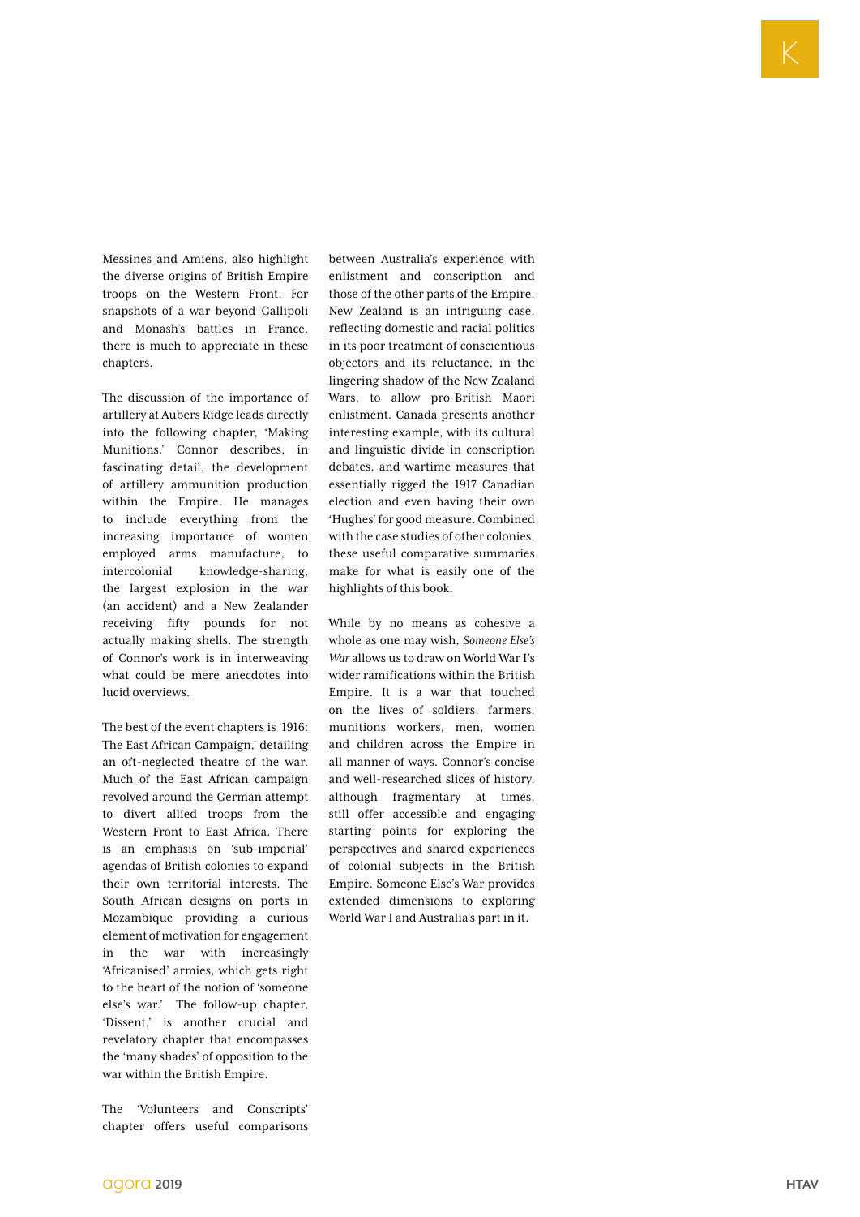Messines and Amiens, also highlight the diverse origins of British Empire troops on the Western Front. For snapshots of a war beyond Gallipoli and Monash's battles in France, there is much to appreciate in these chapters.

The discussion of the importance of artillery at Aubers Ridge leads directly into the following chapter, 'Making Munitions.' Connor describes, in fascinating detail, the development of artillery ammunition production within the Empire. He manages to include everything from the increasing importance of women employed arms manufacture, to intercolonial knowledge-sharing, the largest explosion in the war (an accident) and a New Zealander receiving fifty pounds for not actually making shells. The strength of Connor's work is in interweaving what could be mere anecdotes into lucid overviews.

The best of the event chapters is '1916: The East African Campaign,' detailing an oft-neglected theatre of the war. Much of the East African campaign revolved around the German attempt to divert allied troops from the Western Front to East Africa. There is an emphasis on 'sub-imperial' agendas of British colonies to expand their own territorial interests. The South African designs on ports in Mozambique providing a curious element of motivation for engagement in the war with increasingly 'Africanised' armies, which gets right to the heart of the notion of 'someone else's war.' The follow-up chapter, 'Dissent,' is another crucial and revelatory chapter that encompasses the 'many shades' of opposition to the war within the British Empire.

The 'Volunteers and Conscripts' chapter offers useful comparisons between Australia's experience with enlistment and conscription and those of the other parts of the Empire. New Zealand is an intriguing case, reflecting domestic and racial politics in its poor treatment of conscientious objectors and its reluctance, in the lingering shadow of the New Zealand Wars, to allow pro-British Maori enlistment. Canada presents another interesting example, with its cultural and linguistic divide in conscription debates, and wartime measures that essentially rigged the 1917 Canadian election and even having their own 'Hughes' for good measure. Combined with the case studies of other colonies, these useful comparative summaries make for what is easily one of the highlights of this book.

While by no means as cohesive a whole as one may wish, *Someone Else's War* allows us to draw on World War I's wider ramifications within the British Empire. It is a war that touched on the lives of soldiers, farmers, munitions workers, men, women and children across the Empire in all manner of ways. Connor's concise and well-researched slices of history, although fragmentary at times, still offer accessible and engaging starting points for exploring the perspectives and shared experiences of colonial subjects in the British Empire. Someone Else's War provides extended dimensions to exploring World War I and Australia's part in it.